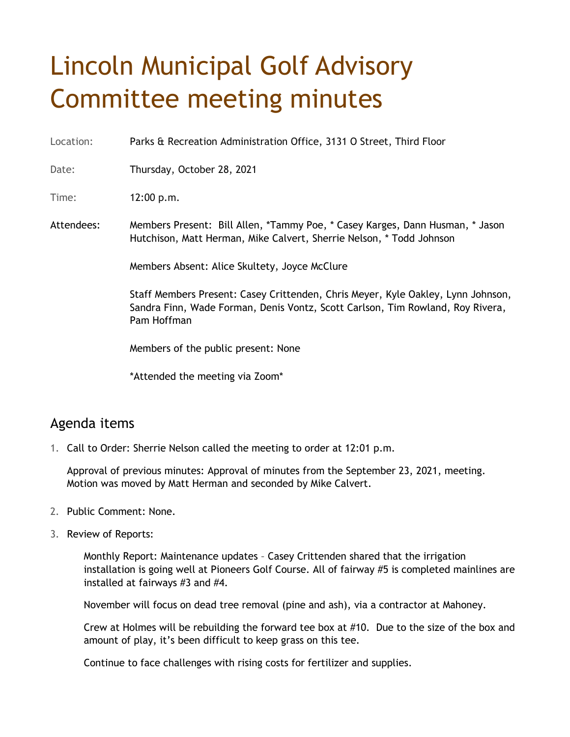# Lincoln Municipal Golf Advisory Committee meeting minutes

Location: Parks & Recreation Administration Office, 3131 O Street, Third Floor

Date: Thursday, October 28, 2021

Time: 12:00 p.m.

Attendees: Members Present: Bill Allen, *Tammy Poe, * Casey Karges, Dann Husman, * Jason Hutchison, Matt Herman, Mike Calvert, Sherrie Nelson, * Todd Johnson

Members Absent: Alice Skultety, Joyce McClure

Staff Members Present: Casey Crittenden, Chris Meyer, Kyle Oakley, Lynn Johnson, Sandra Finn, Wade Forman, Denis Vontz, Scott Carlson, Tim Rowland, Roy Rivera, Pam Hoffman

Members of the public present: None

*Attended the meeting via Zoom*

## Agenda items

1. Call to Order: Sherrie Nelson called the meeting to order at 12:01 p.m.

   Approval of previous minutes: Approval of minutes from the September 23, 2021, meeting. Motion was moved by Matt Herman and seconded by Mike Calvert.

2. Public Comment: None.

3. Review of Reports:

   Monthly Report: Maintenance updates – Casey Crittenden shared that the irrigation installation is going well at Pioneers Golf Course. All of fairway #5 is completed mainlines are installed at fairways #3 and #4.

   November will focus on dead tree removal (pine and ash), via a contractor at Mahoney.

   Crew at Holmes will be rebuilding the forward tee box at #10. Due to the size of the box and amount of play, it's been difficult to keep grass on this tee.

   Continue to face challenges with rising costs for fertilizer and supplies.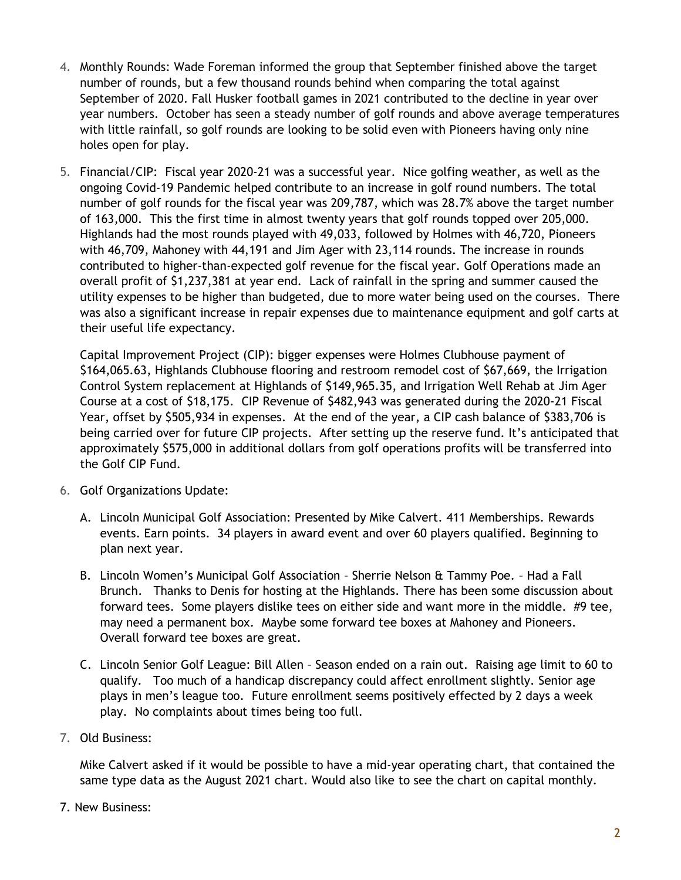4. Monthly Rounds: Wade Foreman informed the group that September finished above the target number of rounds, but a few thousand rounds behind when comparing the total against September of 2020. Fall Husker football games in 2021 contributed to the decline in year over year numbers. October has seen a steady number of golf rounds and above average temperatures with little rainfall, so golf rounds are looking to be solid even with Pioneers having only nine holes open for play.

5. Financial/CIP: Fiscal year 2020-21 was a successful year. Nice golfing weather, as well as the ongoing Covid-19 Pandemic helped contribute to an increase in golf round numbers. The total number of golf rounds for the fiscal year was 209,787, which was 28.7% above the target number of 163,000. This the first time in almost twenty years that golf rounds topped over 205,000. Highlands had the most rounds played with 49,033, followed by Holmes with 46,720, Pioneers with 46,709, Mahoney with 44,191 and Jim Ager with 23,114 rounds. The increase in rounds contributed to higher-than-expected golf revenue for the fiscal year. Golf Operations made an overall profit of $1,237,381 at year end. Lack of rainfall in the spring and summer caused the utility expenses to be higher than budgeted, due to more water being used on the courses. There was also a significant increase in repair expenses due to maintenance equipment and golf carts at their useful life expectancy.

   Capital Improvement Project (CIP): bigger expenses were Holmes Clubhouse payment of $164,065.63, Highlands Clubhouse flooring and restroom remodel cost of $67,669, the Irrigation Control System replacement at Highlands of $149,965.35, and Irrigation Well Rehab at Jim Ager Course at a cost of $18,175. CIP Revenue of $482,943 was generated during the 2020-21 Fiscal Year, offset by $505,934 in expenses. At the end of the year, a CIP cash balance of $383,706 is being carried over for future CIP projects. After setting up the reserve fund. It's anticipated that approximately $575,000 in additional dollars from golf operations profits will be transferred into the Golf CIP Fund.

6. Golf Organizations Update:

   A. Lincoln Municipal Golf Association: Presented by Mike Calvert. 411 Memberships. Rewards events. Earn points. 34 players in award event and over 60 players qualified. Beginning to plan next year.

   B. Lincoln Women's Municipal Golf Association – Sherrie Nelson & Tammy Poe. – Had a Fall Brunch. Thanks to Denis for hosting at the Highlands. There has been some discussion about forward tees. Some players dislike tees on either side and want more in the middle. #9 tee, may need a permanent box. Maybe some forward tee boxes at Mahoney and Pioneers. Overall forward tee boxes are great.

   C. Lincoln Senior Golf League: Bill Allen – Season ended on a rain out. Raising age limit to 60 to qualify. Too much of a handicap discrepancy could affect enrollment slightly. Senior age plays in men's league too. Future enrollment seems positively effected by 2 days a week play. No complaints about times being too full.

7. Old Business:

   Mike Calvert asked if it would be possible to have a mid-year operating chart, that contained the same type data as the August 2021 chart. Would also like to see the chart on capital monthly.

7. New Business: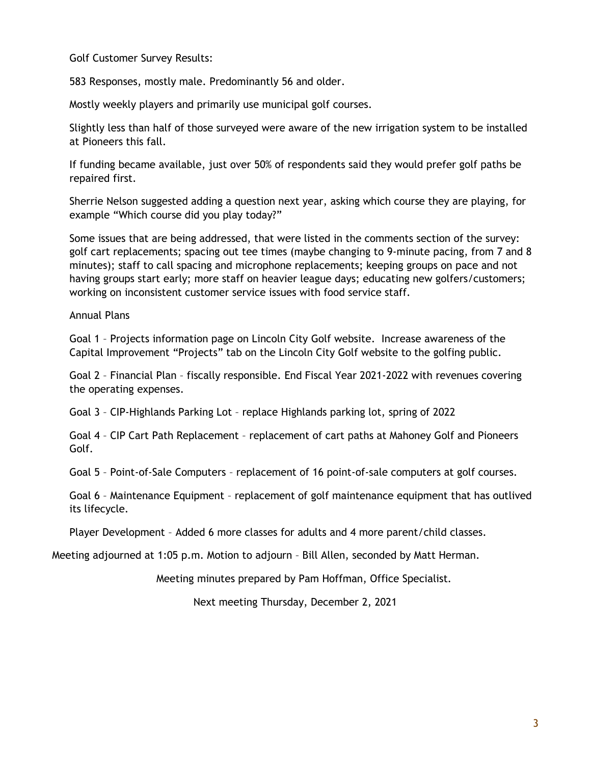Golf Customer Survey Results:

583 Responses, mostly male. Predominantly 56 and older.

Mostly weekly players and primarily use municipal golf courses.

Slightly less than half of those surveyed were aware of the new irrigation system to be installed at Pioneers this fall.

If funding became available, just over 50% of respondents said they would prefer golf paths be repaired first.

Sherrie Nelson suggested adding a question next year, asking which course they are playing, for example "Which course did you play today?"

Some issues that are being addressed, that were listed in the comments section of the survey: golf cart replacements; spacing out tee times (maybe changing to 9-minute pacing, from 7 and 8 minutes); staff to call spacing and microphone replacements; keeping groups on pace and not having groups start early; more staff on heavier league days; educating new golfers/customers; working on inconsistent customer service issues with food service staff.

Annual Plans

Goal 1 – Projects information page on Lincoln City Golf website. Increase awareness of the Capital Improvement "Projects" tab on the Lincoln City Golf website to the golfing public.

Goal 2 – Financial Plan – fiscally responsible. End Fiscal Year 2021-2022 with revenues covering the operating expenses.

Goal 3 – CIP-Highlands Parking Lot – replace Highlands parking lot, spring of 2022

Goal 4 – CIP Cart Path Replacement – replacement of cart paths at Mahoney Golf and Pioneers Golf.

Goal 5 – Point-of-Sale Computers – replacement of 16 point-of-sale computers at golf courses.

Goal 6 – Maintenance Equipment – replacement of golf maintenance equipment that has outlived its lifecycle.

Player Development – Added 6 more classes for adults and 4 more parent/child classes.

Meeting adjourned at 1:05 p.m. Motion to adjourn – Bill Allen, seconded by Matt Herman.

Meeting minutes prepared by Pam Hoffman, Office Specialist.

Next meeting Thursday, December 2, 2021